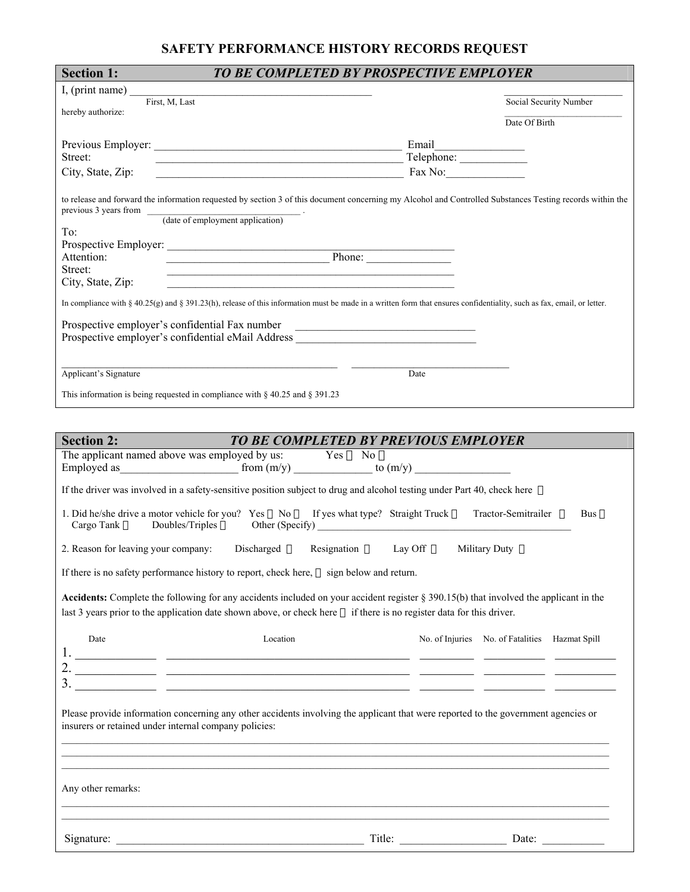# SAFETY PERFORMANCE HISTORY RECORDS REQUEST

## Section 1: *TO BE COMPLETED BY PROSPECTIVE EMPLOYER*

I, (print name) ____________________________________________ ________________________

First, M, Last — Social Security Number

hereby authorize: ________________________

Date Of Birth

Previous Employer: ____________________________________________ Email________________

Street: ____________________________________________ Telephone: ____________

City, State, Zip: ____________________________________________ Fax No:______________

to release and forward the information requested by section 3 of this document concerning my Alcohol and Controlled Substances Testing records within the previous 3 years from ________________________________ .

(date of employment application)

To:

Prospective Employer: ____________________________________________________

Attention: ____________________________ Phone: _______________

Street: ____________________________________________________

City, State, Zip: ____________________________________________________

In compliance with § 40.25(g) and § 391.23(h), release of this information must be made in a written form that ensures confidentiality, such as fax, email, or letter.

Prospective employer's confidential Fax number ________________________________

Prospective employer's confidential eMail Address ________________________________

____________________________________________________ ______________________________

Applicant's Signature — Date

This information is being requested in compliance with § 40.25 and § 391.23

## Section 2: *TO BE COMPLETED BY PREVIOUS EMPLOYER*

The applicant named above was employed by us: Yes ☐ No ☐

Employed as____________________ from (m/y) _____________ to (m/y) ________________

If the driver was involved in a safety-sensitive position subject to drug and alcohol testing under Part 40, check here ☐

1. Did he/she drive a motor vehicle for you? Yes ☐ No ☐ If yes what type? Straight Truck ☐ Tractor-Semitrailer ☐ Bus ☐ Cargo Tank ☐ Doubles/Triples ☐ Other (Specify) ____________________________________________

2. Reason for leaving your company: Discharged ☐ Resignation ☐ Lay Off ☐ Military Duty ☐

If there is no safety performance history to report, check here, ☐ sign below and return.

**Accidents:** Complete the following for any accidents included on your accident register § 390.15(b) that involved the applicant in the last 3 years prior to the application date shown above, or check here ☐ if there is no register data for this driver.

| | Date | Location | No. of Injuries | No. of Fatalities | Hazmat Spill |
|---|---|---|---|---|---|
| 1. | | | | | |
| 2. | | | | | |
| 3. | | | | | |

Please provide information concerning any other accidents involving the applicant that were reported to the government agencies or insurers or retained under internal company policies:

____________________________________________________________________________________________

____________________________________________________________________________________________

____________________________________________________________________________________________

Any other remarks:

____________________________________________________________________________________________

____________________________________________________________________________________________

Signature: ____________________________________________ Title: ___________________ Date: ___________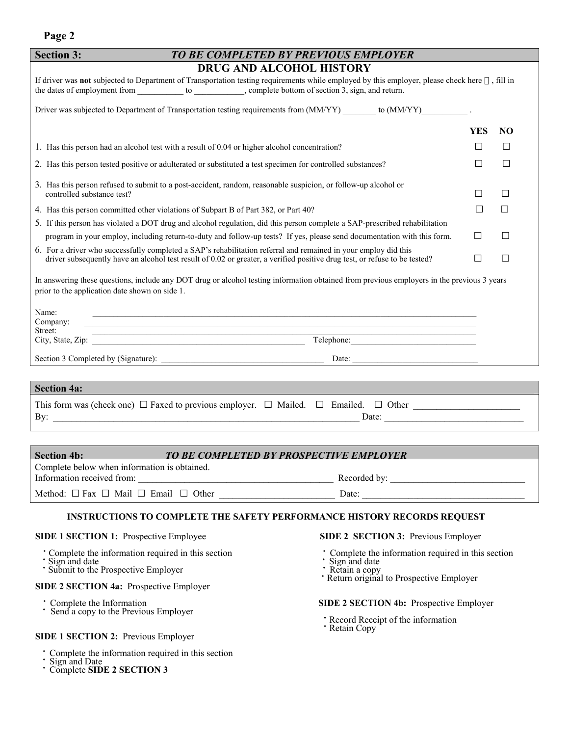**Page 2**

## Section 3: *TO BE COMPLETED BY PREVIOUS EMPLOYER*

### DRUG AND ALCOHOL HISTORY

If driver was **not** subjected to Department of Transportation testing requirements while employed by this employer, please check here ☐, fill in the dates of employment from ___________ to ____________, complete bottom of section 3, sign, and return.

Driver was subjected to Department of Transportation testing requirements from (MM/YY) ________ to (MM/YY)___________ .

| | YES | NO |
|---|---|---|
| 1. Has this person had an alcohol test with a result of 0.04 or higher alcohol concentration? | ☐ | ☐ |
| 2. Has this person tested positive or adulterated or substituted a test specimen for controlled substances? | ☐ | ☐ |
| 3. Has this person refused to submit to a post-accident, random, reasonable suspicion, or follow-up alcohol or controlled substance test? | ☐ | ☐ |
| 4. Has this person committed other violations of Subpart B of Part 382, or Part 40? | ☐ | ☐ |
| 5. If this person has violated a DOT drug and alcohol regulation, did this person complete a SAP-prescribed rehabilitation program in your employ, including return-to-duty and follow-up tests? If yes, please send documentation with this form. | ☐ | ☐ |
| 6. For a driver who successfully completed a SAP's rehabilitation referral and remained in your employ did this driver subsequently have an alcohol test result of 0.02 or greater, a verified positive drug test, or refuse to be tested? | ☐ | ☐ |

In answering these questions, include any DOT drug or alcohol testing information obtained from previous employers in the previous 3 years prior to the application date shown on side 1.

Name: ____________________________________________

Company: ____________________________________________

Street: ____________________________________________

City, State, Zip: ______________________________ Telephone: ______________________________

Section 3 Completed by (Signature): ______________________________ Date: ______________________________

## Section 4a:

This form was (check one) ☐ Faxed to previous employer. ☐ Mailed. ☐ Emailed. ☐ Other ______________________

By: ____________________________________________ Date: ______________________________

## Section 4b: *TO BE COMPLETED BY PROSPECTIVE EMPLOYER*

Complete below when information is obtained.

Information received from: ______________________________ Recorded by: ______________________________

Method: ☐ Fax ☐ Mail ☐ Email ☐ Other ________________________ Date: ______________________________

### INSTRUCTIONS TO COMPLETE THE SAFETY PERFORMANCE HISTORY RECORDS REQUEST

**SIDE 1 SECTION 1:** Prospective Employee

- Complete the information required in this section
- Sign and date
- Submit to the Prospective Employer

**SIDE 2 SECTION 4a:** Prospective Employer

- Complete the Information
- Send a copy to the Previous Employer

**SIDE 1 SECTION 2:** Previous Employer

- Complete the information required in this section
- Sign and Date
- Complete **SIDE 2 SECTION 3**

**SIDE 2 SECTION 3:** Previous Employer

- Complete the information required in this section
- Sign and date
- Retain a copy
- Return original to Prospective Employer

**SIDE 2 SECTION 4b:** Prospective Employer

- Record Receipt of the information
- Retain Copy